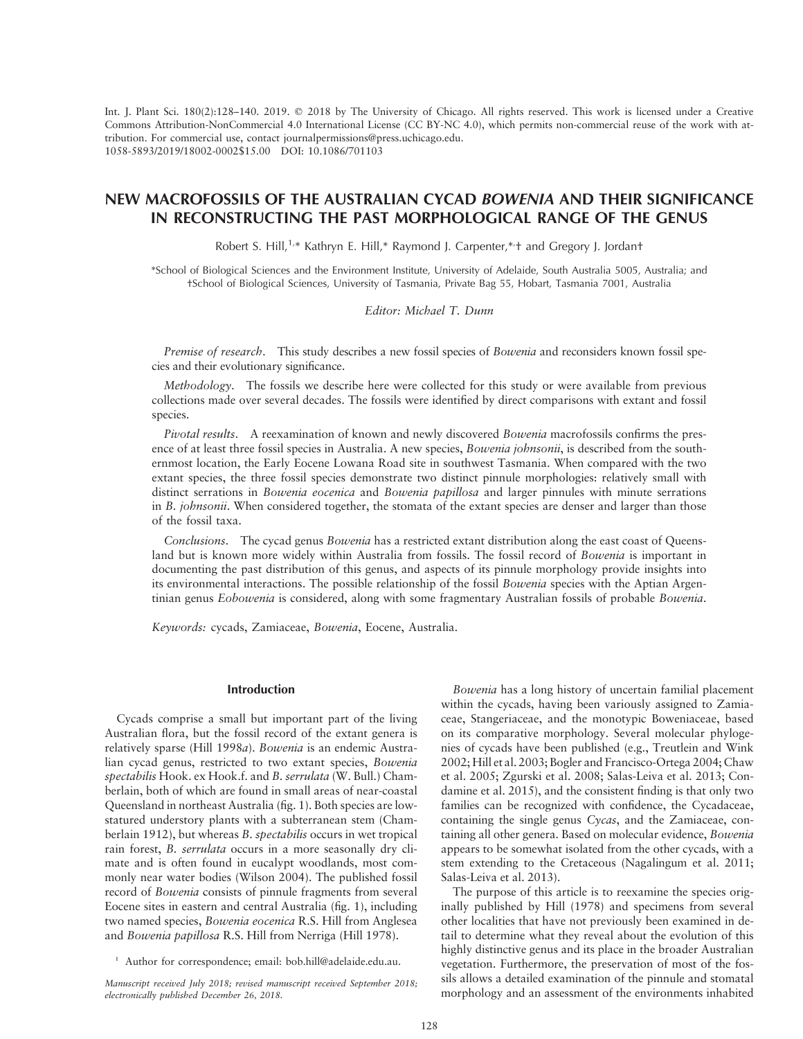Int. J. Plant Sci. 180(2):128–140. 2019. © 2018 by The University of Chicago. All rights reserved. This work is licensed under a Creative Commons Attribution-NonCommercial 4.0 International License (CC BY-NC 4.0), which permits non-commercial reuse of the work with attribution. For commercial use, contact journalpermissions@press.uchicago.edu.
1058-5893/2019/18002-0002$15.00 DOI: 10.1086/701103

# NEW MACROFOSSILS OF THE AUSTRALIAN CYCAD *BOWENIA* AND THEIR SIGNIFICANCE IN RECONSTRUCTING THE PAST MORPHOLOGICAL RANGE OF THE GENUS

Robert S. Hill,[1,*] Kathryn E. Hill,[*] Raymond J. Carpenter,[*,†] and Gregory J. Jordan[†]

[*]School of Biological Sciences and the Environment Institute, University of Adelaide, South Australia 5005, Australia; and [†]School of Biological Sciences, University of Tasmania, Private Bag 55, Hobart, Tasmania 7001, Australia

*Editor: Michael T. Dunn*

*Premise of research*. This study describes a new fossil species of *Bowenia* and reconsiders known fossil species and their evolutionary significance.

*Methodology*. The fossils we describe here were collected for this study or were available from previous collections made over several decades. The fossils were identified by direct comparisons with extant and fossil species.

*Pivotal results*. A reexamination of known and newly discovered *Bowenia* macrofossils confirms the presence of at least three fossil species in Australia. A new species, *Bowenia johnsonii*, is described from the southernmost location, the Early Eocene Lowana Road site in southwest Tasmania. When compared with the two extant species, the three fossil species demonstrate two distinct pinnule morphologies: relatively small with distinct serrations in *Bowenia eocenica* and *Bowenia papillosa* and larger pinnules with minute serrations in *B. johnsonii*. When considered together, the stomata of the extant species are denser and larger than those of the fossil taxa.

*Conclusions*. The cycad genus *Bowenia* has a restricted extant distribution along the east coast of Queensland but is known more widely within Australia from fossils. The fossil record of *Bowenia* is important in documenting the past distribution of this genus, and aspects of its pinnule morphology provide insights into its environmental interactions. The possible relationship of the fossil *Bowenia* species with the Aptian Argentinian genus *Eobowenia* is considered, along with some fragmentary Australian fossils of probable *Bowenia*.

*Keywords:* cycads, Zamiaceae, *Bowenia*, Eocene, Australia.

## Introduction

Cycads comprise a small but important part of the living Australian flora, but the fossil record of the extant genera is relatively sparse (Hill 1998*a*). *Bowenia* is an endemic Australian cycad genus, restricted to two extant species, *Bowenia spectabilis* Hook. ex Hook.f. and *B. serrulata* (W. Bull.) Chamberlain, both of which are found in small areas of near-coastal Queensland in northeast Australia (fig. 1). Both species are low-statured understory plants with a subterranean stem (Chamberlain 1912), but whereas *B. spectabilis* occurs in wet tropical rain forest, *B. serrulata* occurs in a more seasonally dry climate and is often found in eucalypt woodlands, most commonly near water bodies (Wilson 2004). The published fossil record of *Bowenia* consists of pinnule fragments from several Eocene sites in eastern and central Australia (fig. 1), including two named species, *Bowenia eocenica* R.S. Hill from Anglesea and *Bowenia papillosa* R.S. Hill from Nerriga (Hill 1978).

*Bowenia* has a long history of uncertain familial placement within the cycads, having been variously assigned to Zamiaceae, Stangeriaceae, and the monotypic Boweniaceae, based on its comparative morphology. Several molecular phylogenies of cycads have been published (e.g., Treutlein and Wink 2002; Hill et al. 2003; Bogler and Francisco-Ortega 2004; Chaw et al. 2005; Zgurski et al. 2008; Salas-Leiva et al. 2013; Condamine et al. 2015), and the consistent finding is that only two families can be recognized with confidence, the Cycadaceae, containing the single genus *Cycas*, and the Zamiaceae, containing all other genera. Based on molecular evidence, *Bowenia* appears to be somewhat isolated from the other cycads, with a stem extending to the Cretaceous (Nagalingum et al. 2011; Salas-Leiva et al. 2013).

The purpose of this article is to reexamine the species originally published by Hill (1978) and specimens from several other localities that have not previously been examined in detail to determine what they reveal about the evolution of this highly distinctive genus and its place in the broader Australian vegetation. Furthermore, the preservation of most of the fossils allows a detailed examination of the pinnule and stomatal morphology and an assessment of the environments inhabited

[1] Author for correspondence; email: bob.hill@adelaide.edu.au.

*Manuscript received July 2018; revised manuscript received September 2018; electronically published December 26, 2018.*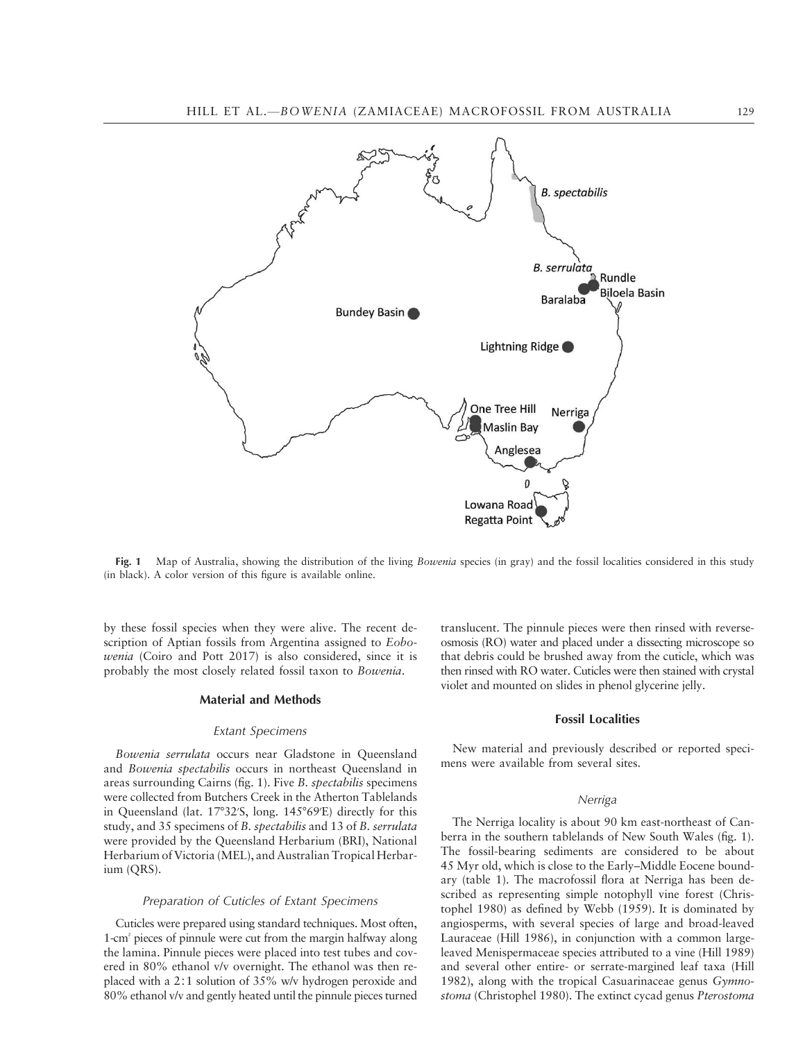Fig. 1 Map of Australia, showing the distribution of the living *Bowenia* species (in gray) and the fossil localities considered in this study (in black). A color version of this figure is available online.

by these fossil species when they were alive. The recent description of Aptian fossils from Argentina assigned to *Eobowenia* (Coiro and Pott 2017) is also considered, since it is probably the most closely related fossil taxon to *Bowenia*.

## Material and Methods

### Extant Specimens

*Bowenia serrulata* occurs near Gladstone in Queensland and *Bowenia spectabilis* occurs in northeast Queensland in areas surrounding Cairns (fig. 1). Five *B. spectabilis* specimens were collected from Butchers Creek in the Atherton Tablelands in Queensland (lat. 17°32′S, long. 145°69′E) directly for this study, and 35 specimens of *B. spectabilis* and 13 of *B. serrulata* were provided by the Queensland Herbarium (BRI), National Herbarium of Victoria (MEL), and Australian Tropical Herbarium (QRS).

### Preparation of Cuticles of Extant Specimens

Cuticles were prepared using standard techniques. Most often, 1-cm$^2$ pieces of pinnule were cut from the margin halfway along the lamina. Pinnule pieces were placed into test tubes and covered in 80% ethanol v/v overnight. The ethanol was then replaced with a 2∶1 solution of 35% w/v hydrogen peroxide and 80% ethanol v/v and gently heated until the pinnule pieces turned translucent. The pinnule pieces were then rinsed with reverse-osmosis (RO) water and placed under a dissecting microscope so that debris could be brushed away from the cuticle, which was then rinsed with RO water. Cuticles were then stained with crystal violet and mounted on slides in phenol glycerine jelly.

## Fossil Localities

New material and previously described or reported specimens were available from several sites.

### Nerriga

The Nerriga locality is about 90 km east-northeast of Canberra in the southern tablelands of New South Wales (fig. 1). The fossil-bearing sediments are considered to be about 45 Myr old, which is close to the Early–Middle Eocene boundary (table 1). The macrofossil flora at Nerriga has been described as representing simple notophyll vine forest (Christophel 1980) as defined by Webb (1959). It is dominated by angiosperms, with several species of large and broad-leaved Lauraceae (Hill 1986), in conjunction with a common large-leaved Menispermaceae species attributed to a vine (Hill 1989) and several other entire- or serrate-margined leaf taxa (Hill 1982), along with the tropical Casuarinaceae genus *Gymnostoma* (Christophel 1980). The extinct cycad genus *Pterostoma*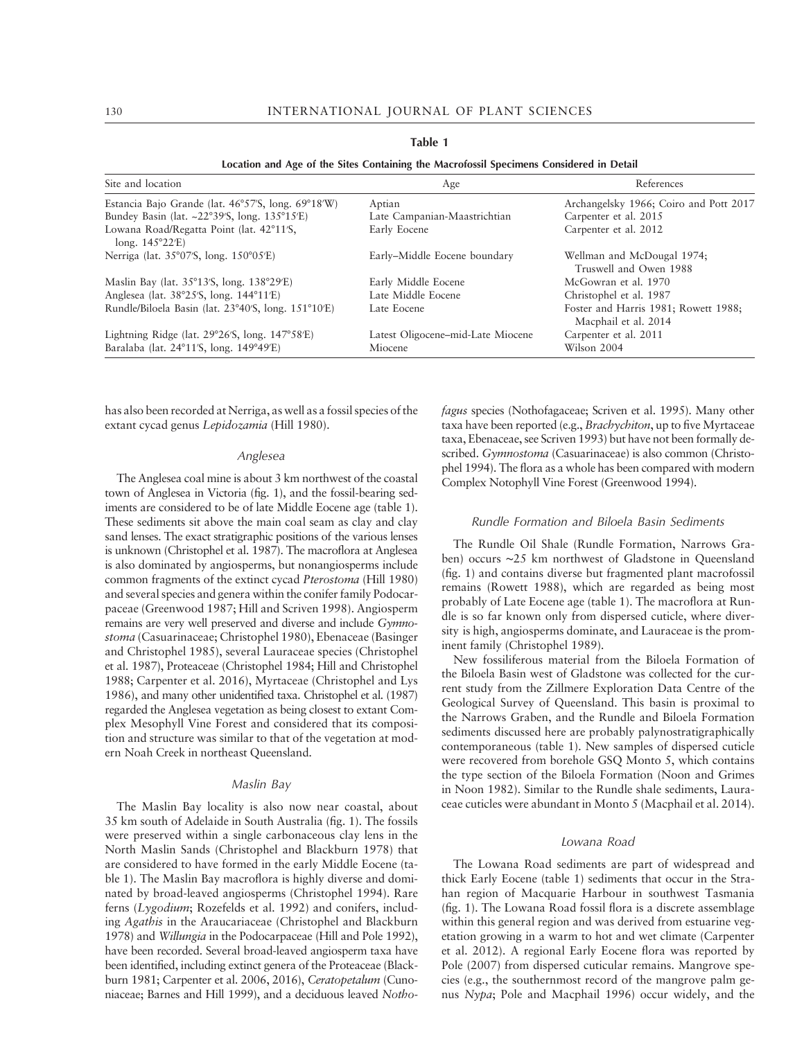**Table 1**

**Location and Age of the Sites Containing the Macrofossil Specimens Considered in Detail**

| Site and location | Age | References |
| --- | --- | --- |
| Estancia Bajo Grande (lat. 46°57′S, long. 69°18′W) | Aptian | Archangelsky 1966; Coiro and Pott 2017 |
| Bundey Basin (lat. ~22°39′S, long. 135°15′E) | Late Campanian-Maastrichtian | Carpenter et al. 2015 |
| Lowana Road/Regatta Point (lat. 42°11′S, long. 145°22′E) | Early Eocene | Carpenter et al. 2012 |
| Nerriga (lat. 35°07′S, long. 150°05′E) | Early–Middle Eocene boundary | Wellman and McDougal 1974; Truswell and Owen 1988 |
| Maslin Bay (lat. 35°13′S, long. 138°29′E) | Early Middle Eocene | McGowran et al. 1970 |
| Anglesea (lat. 38°25′S, long. 144°11′E) | Late Middle Eocene | Christophel et al. 1987 |
| Rundle/Biloela Basin (lat. 23°40′S, long. 151°10′E) | Late Eocene | Foster and Harris 1981; Rowett 1988; Macphail et al. 2014 |
| Lightning Ridge (lat. 29°26′S, long. 147°58′E) | Latest Oligocene–mid-Late Miocene | Carpenter et al. 2011 |
| Baralaba (lat. 24°11′S, long. 149°49′E) | Miocene | Wilson 2004 |

has also been recorded at Nerriga, as well as a fossil species of the extant cycad genus *Lepidozamia* (Hill 1980).

### Anglesea

The Anglesea coal mine is about 3 km northwest of the coastal town of Anglesea in Victoria (fig. 1), and the fossil-bearing sediments are considered to be of late Middle Eocene age (table 1). These sediments sit above the main coal seam as clay and clay sand lenses. The exact stratigraphic positions of the various lenses is unknown (Christophel et al. 1987). The macroflora at Anglesea is also dominated by angiosperms, but nonangiosperms include common fragments of the extinct cycad *Pterostoma* (Hill 1980) and several species and genera within the conifer family Podocarpaceae (Greenwood 1987; Hill and Scriven 1998). Angiosperm remains are very well preserved and diverse and include *Gymnostoma* (Casuarinaceae; Christophel 1980), Ebenaceae (Basinger and Christophel 1985), several Lauraceae species (Christophel et al. 1987), Proteaceae (Christophel 1984; Hill and Christophel 1988; Carpenter et al. 2016), Myrtaceae (Christophel and Lys 1986), and many other unidentified taxa. Christophel et al. (1987) regarded the Anglesea vegetation as being closest to extant Complex Mesophyll Vine Forest and considered that its composition and structure was similar to that of the vegetation at modern Noah Creek in northeast Queensland.

### Maslin Bay

The Maslin Bay locality is also now near coastal, about 35 km south of Adelaide in South Australia (fig. 1). The fossils were preserved within a single carbonaceous clay lens in the North Maslin Sands (Christophel and Blackburn 1978) that are considered to have formed in the early Middle Eocene (table 1). The Maslin Bay macroflora is highly diverse and dominated by broad-leaved angiosperms (Christophel 1994). Rare ferns (*Lygodium*; Rozefelds et al. 1992) and conifers, including *Agathis* in the Araucariaceae (Christophel and Blackburn 1978) and *Willungia* in the Podocarpaceae (Hill and Pole 1992), have been recorded. Several broad-leaved angiosperm taxa have been identified, including extinct genera of the Proteaceae (Blackburn 1981; Carpenter et al. 2006, 2016), *Ceratopetalum* (Cunoniaceae; Barnes and Hill 1999), and a deciduous leaved *Nothofagus* species (Nothofagaceae; Scriven et al. 1995). Many other taxa have been reported (e.g., *Brachychiton*, up to five Myrtaceae taxa, Ebenaceae, see Scriven 1993) but have not been formally described. *Gymnostoma* (Casuarinaceae) is also common (Christophel 1994). The flora as a whole has been compared with modern Complex Notophyll Vine Forest (Greenwood 1994).

### Rundle Formation and Biloela Basin Sediments

The Rundle Oil Shale (Rundle Formation, Narrows Graben) occurs ~25 km northwest of Gladstone in Queensland (fig. 1) and contains diverse but fragmented plant macrofossil remains (Rowett 1988), which are regarded as being most probably of Late Eocene age (table 1). The macroflora at Rundle is so far known only from dispersed cuticle, where diversity is high, angiosperms dominate, and Lauraceae is the prominent family (Christophel 1989).

New fossiliferous material from the Biloela Formation of the Biloela Basin west of Gladstone was collected for the current study from the Zillmere Exploration Data Centre of the Geological Survey of Queensland. This basin is proximal to the Narrows Graben, and the Rundle and Biloela Formation sediments discussed here are probably palynostratigraphically contemporaneous (table 1). New samples of dispersed cuticle were recovered from borehole GSQ Monto 5, which contains the type section of the Biloela Formation (Noon and Grimes in Noon 1982). Similar to the Rundle shale sediments, Lauraceae cuticles were abundant in Monto 5 (Macphail et al. 2014).

### Lowana Road

The Lowana Road sediments are part of widespread and thick Early Eocene (table 1) sediments that occur in the Strahan region of Macquarie Harbour in southwest Tasmania (fig. 1). The Lowana Road fossil flora is a discrete assemblage within this general region and was derived from estuarine vegetation growing in a warm to hot and wet climate (Carpenter et al. 2012). A regional Early Eocene flora was reported by Pole (2007) from dispersed cuticular remains. Mangrove species (e.g., the southernmost record of the mangrove palm genus *Nypa*; Pole and Macphail 1996) occur widely, and the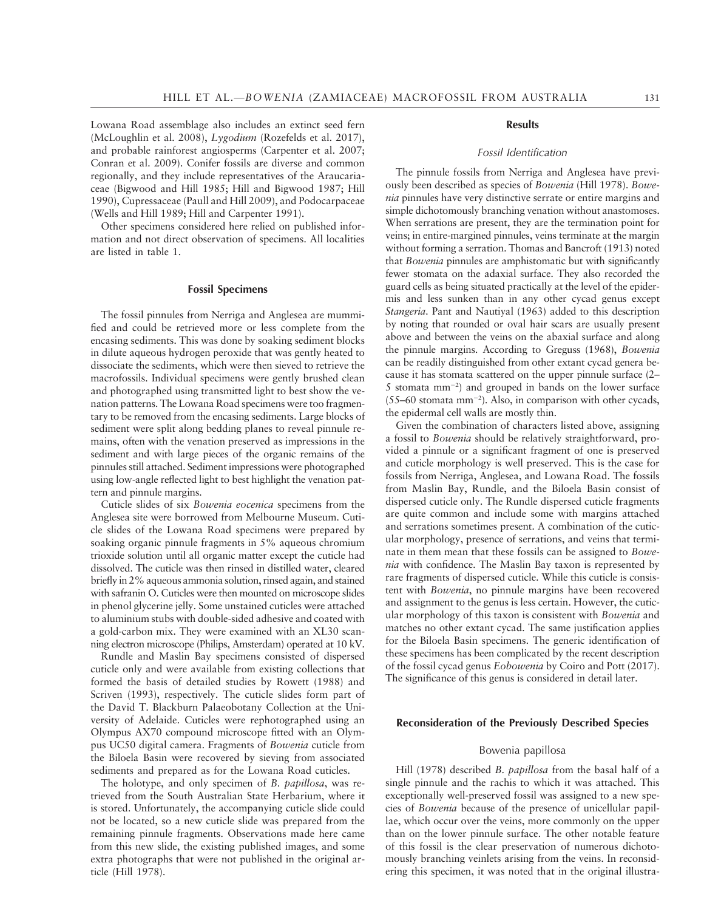Lowana Road assemblage also includes an extinct seed fern (McLoughlin et al. 2008), *Lygodium* (Rozefelds et al. 2017), and probable rainforest angiosperms (Carpenter et al. 2007; Conran et al. 2009). Conifer fossils are diverse and common regionally, and they include representatives of the Araucariaceae (Bigwood and Hill 1985; Hill and Bigwood 1987; Hill 1990), Cupressaceae (Paull and Hill 2009), and Podocarpaceae (Wells and Hill 1989; Hill and Carpenter 1991).

Other specimens considered here relied on published information and not direct observation of specimens. All localities are listed in table 1.

## Fossil Specimens

The fossil pinnules from Nerriga and Anglesea are mummified and could be retrieved more or less complete from the encasing sediments. This was done by soaking sediment blocks in dilute aqueous hydrogen peroxide that was gently heated to dissociate the sediments, which were then sieved to retrieve the macrofossils. Individual specimens were gently brushed clean and photographed using transmitted light to best show the venation patterns. The Lowana Road specimens were too fragmentary to be removed from the encasing sediments. Large blocks of sediment were split along bedding planes to reveal pinnule remains, often with the venation preserved as impressions in the sediment and with large pieces of the organic remains of the pinnules still attached. Sediment impressions were photographed using low-angle reflected light to best highlight the venation pattern and pinnule margins.

Cuticle slides of six *Bowenia eocenica* specimens from the Anglesea site were borrowed from Melbourne Museum. Cuticle slides of the Lowana Road specimens were prepared by soaking organic pinnule fragments in 5% aqueous chromium trioxide solution until all organic matter except the cuticle had dissolved. The cuticle was then rinsed in distilled water, cleared briefly in 2% aqueous ammonia solution, rinsed again, and stained with safranin O. Cuticles were then mounted on microscope slides in phenol glycerine jelly. Some unstained cuticles were attached to aluminium stubs with double-sided adhesive and coated with a gold-carbon mix. They were examined with an XL30 scanning electron microscope (Philips, Amsterdam) operated at 10 kV.

Rundle and Maslin Bay specimens consisted of dispersed cuticle only and were available from existing collections that formed the basis of detailed studies by Rowett (1988) and Scriven (1993), respectively. The cuticle slides form part of the David T. Blackburn Palaeobotany Collection at the University of Adelaide. Cuticles were rephotographed using an Olympus AX70 compound microscope fitted with an Olympus UC50 digital camera. Fragments of *Bowenia* cuticle from the Biloela Basin were recovered by sieving from associated sediments and prepared as for the Lowana Road cuticles.

The holotype, and only specimen of *B. papillosa*, was retrieved from the South Australian State Herbarium, where it is stored. Unfortunately, the accompanying cuticle slide could not be located, so a new cuticle slide was prepared from the remaining pinnule fragments. Observations made here came from this new slide, the existing published images, and some extra photographs that were not published in the original article (Hill 1978).

## Results

### Fossil Identification

The pinnule fossils from Nerriga and Anglesea have previously been described as species of *Bowenia* (Hill 1978). *Bowenia* pinnules have very distinctive serrate or entire margins and simple dichotomously branching venation without anastomoses. When serrations are present, they are the termination point for veins; in entire-margined pinnules, veins terminate at the margin without forming a serration. Thomas and Bancroft (1913) noted that *Bowenia* pinnules are amphistomatic but with significantly fewer stomata on the adaxial surface. They also recorded the guard cells as being situated practically at the level of the epidermis and less sunken than in any other cycad genus except *Stangeria*. Pant and Nautiyal (1963) added to this description by noting that rounded or oval hair scars are usually present above and between the veins on the abaxial surface and along the pinnule margins. According to Greguss (1968), *Bowenia* can be readily distinguished from other extant cycad genera because it has stomata scattered on the upper pinnule surface (2–5 stomata $mm^{-2}$) and grouped in bands on the lower surface (55–60 stomata $mm^{-2}$). Also, in comparison with other cycads, the epidermal cell walls are mostly thin.

Given the combination of characters listed above, assigning a fossil to *Bowenia* should be relatively straightforward, provided a pinnule or a significant fragment of one is preserved and cuticle morphology is well preserved. This is the case for fossils from Nerriga, Anglesea, and Lowana Road. The fossils from Maslin Bay, Rundle, and the Biloela Basin consist of dispersed cuticle only. The Rundle dispersed cuticle fragments are quite common and include some with margins attached and serrations sometimes present. A combination of the cuticular morphology, presence of serrations, and veins that terminate in them mean that these fossils can be assigned to *Bowenia* with confidence. The Maslin Bay taxon is represented by rare fragments of dispersed cuticle. While this cuticle is consistent with *Bowenia*, no pinnule margins have been recovered and assignment to the genus is less certain. However, the cuticular morphology of this taxon is consistent with *Bowenia* and matches no other extant cycad. The same justification applies for the Biloela Basin specimens. The generic identification of these specimens has been complicated by the recent description of the fossil cycad genus *Eobowenia* by Coiro and Pott (2017). The significance of this genus is considered in detail later.

## Reconsideration of the Previously Described Species

### Bowenia papillosa

Hill (1978) described *B. papillosa* from the basal half of a single pinnule and the rachis to which it was attached. This exceptionally well-preserved fossil was assigned to a new species of *Bowenia* because of the presence of unicellular papillae, which occur over the veins, more commonly on the upper than on the lower pinnule surface. The other notable feature of this fossil is the clear preservation of numerous dichotomously branching veinlets arising from the veins. In reconsidering this specimen, it was noted that in the original illustra-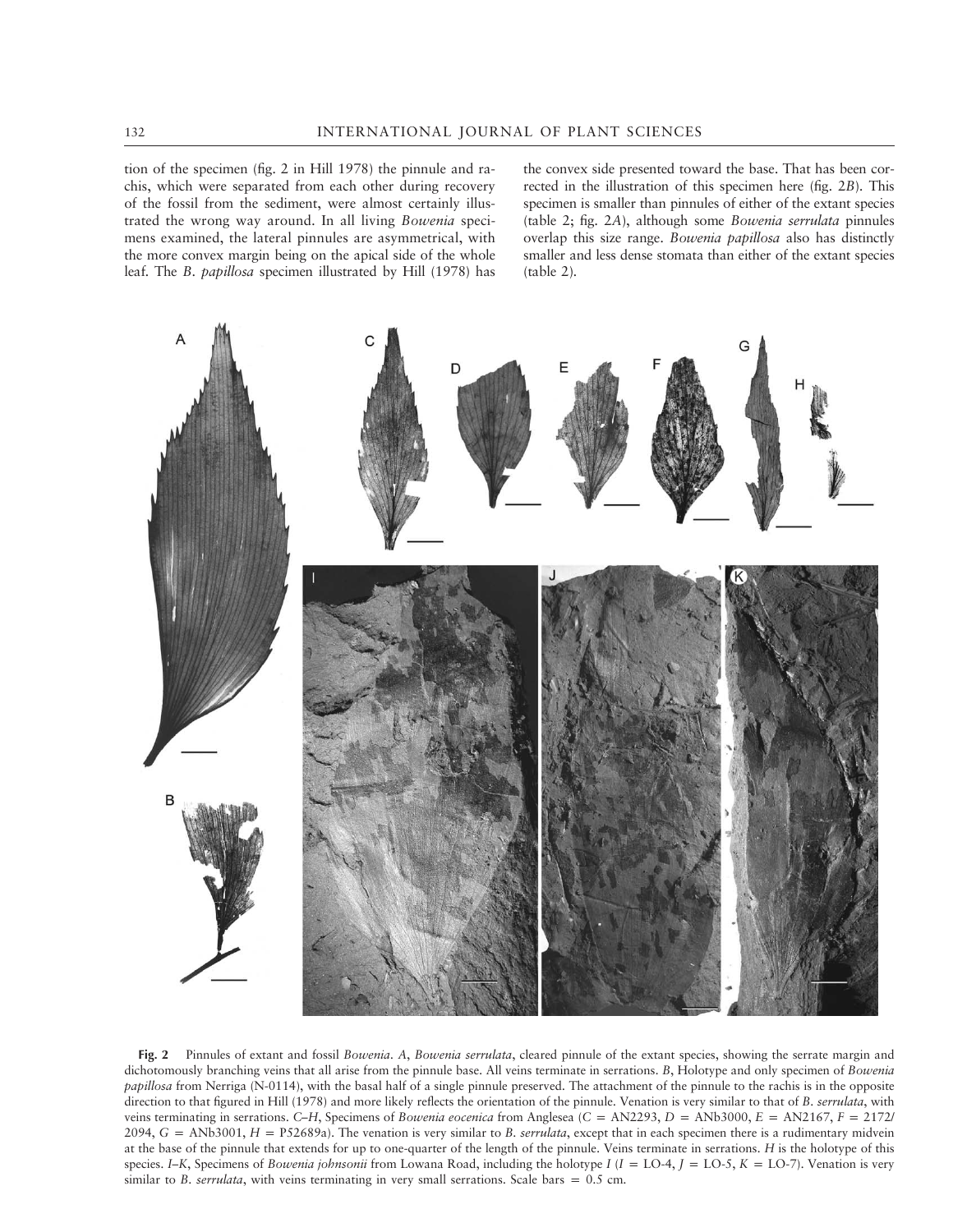tion of the specimen (fig. 2 in Hill 1978) the pinnule and rachis, which were separated from each other during recovery of the fossil from the sediment, were almost certainly illustrated the wrong way around. In all living *Bowenia* specimens examined, the lateral pinnules are asymmetrical, with the more convex margin being on the apical side of the whole leaf. The *B. papillosa* specimen illustrated by Hill (1978) has the convex side presented toward the base. That has been corrected in the illustration of this specimen here (fig. 2*B*). This specimen is smaller than pinnules of either of the extant species (table 2; fig. 2*A*), although some *Bowenia serrulata* pinnules overlap this size range. *Bowenia papillosa* also has distinctly smaller and less dense stomata than either of the extant species (table 2).

**Fig. 2** Pinnules of extant and fossil *Bowenia*. *A*, *Bowenia serrulata*, cleared pinnule of the extant species, showing the serrate margin and dichotomously branching veins that all arise from the pinnule base. All veins terminate in serrations. *B*, Holotype and only specimen of *Bowenia papillosa* from Nerriga (N-0114), with the basal half of a single pinnule preserved. The attachment of the pinnule to the rachis is in the opposite direction to that figured in Hill (1978) and more likely reflects the orientation of the pinnule. Venation is very similar to that of *B. serrulata*, with veins terminating in serrations. *C–H*, Specimens of *Bowenia eocenica* from Anglesea (*C* = AN2293, *D* = ANb3000, *E* = AN2167, *F* = 2172/2094, *G* = ANb3001, *H* = P52689a). The venation is very similar to *B. serrulata*, except that in each specimen there is a rudimentary midvein at the base of the pinnule that extends for up to one-quarter of the length of the pinnule. Veins terminate in serrations. *H* is the holotype of this species. *I–K*, Specimens of *Bowenia johnsonii* from Lowana Road, including the holotype *I* (*I* = LO-4, *J* = LO-5, *K* = LO-7). Venation is very similar to *B. serrulata*, with veins terminating in very small serrations. Scale bars = 0.5 cm.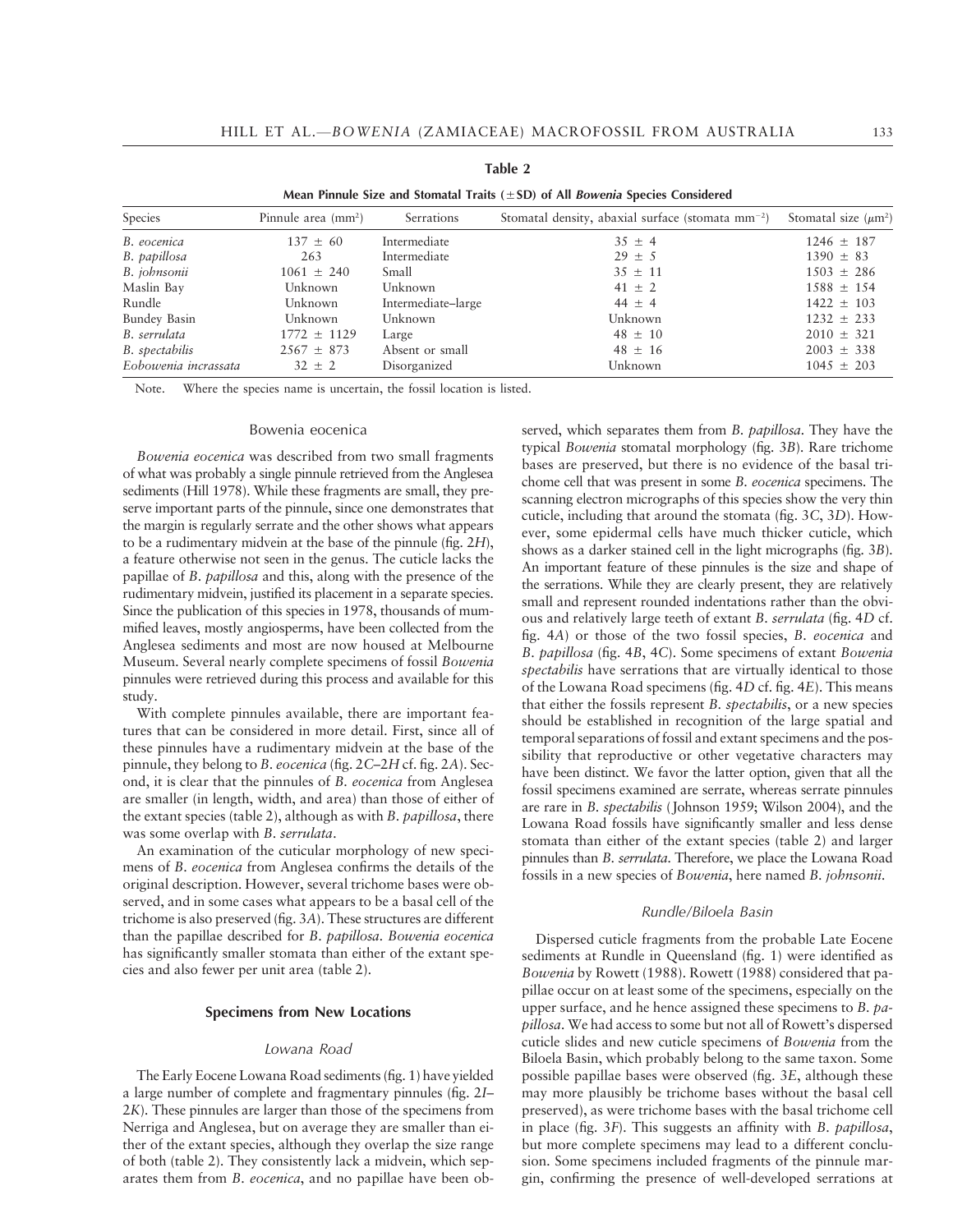**Table 2**

**Mean Pinnule Size and Stomatal Traits (±SD) of All *Bowenia* Species Considered**

| Species | Pinnule area ($mm^2$) | Serrations | Stomatal density, abaxial surface (stomata $mm^{-2}$) | Stomatal size ($\mu m^2$) |
|---|---|---|---|---|
| *B. eocenica* | 137 ± 60 | Intermediate | 35 ± 4 | 1246 ± 187 |
| *B. papillosa* | 263 | Intermediate | 29 ± 5 | 1390 ± 83 |
| *B. johnsonii* | 1061 ± 240 | Small | 35 ± 11 | 1503 ± 286 |
| Maslin Bay | Unknown | Unknown | 41 ± 2 | 1588 ± 154 |
| Rundle | Unknown | Intermediate–large | 44 ± 4 | 1422 ± 103 |
| Bundey Basin | Unknown | Unknown | Unknown | 1232 ± 233 |
| *B. serrulata* | 1772 ± 1129 | Large | 48 ± 10 | 2010 ± 321 |
| *B. spectabilis* | 2567 ± 873 | Absent or small | 48 ± 16 | 2003 ± 338 |
| *Eobowenia incrassata* | 32 ± 2 | Disorganized | Unknown | 1045 ± 203 |

Note. Where the species name is uncertain, the fossil location is listed.

### Bowenia eocenica

*Bowenia eocenica* was described from two small fragments of what was probably a single pinnule retrieved from the Anglesea sediments (Hill 1978). While these fragments are small, they preserve important parts of the pinnule, since one demonstrates that the margin is regularly serrate and the other shows what appears to be a rudimentary midvein at the base of the pinnule (fig. 2*H*), a feature otherwise not seen in the genus. The cuticle lacks the papillae of *B. papillosa* and this, along with the presence of the rudimentary midvein, justified its placement in a separate species. Since the publication of this species in 1978, thousands of mummified leaves, mostly angiosperms, have been collected from the Anglesea sediments and most are now housed at Melbourne Museum. Several nearly complete specimens of fossil *Bowenia* pinnules were retrieved during this process and available for this study.

With complete pinnules available, there are important features that can be considered in more detail. First, since all of these pinnules have a rudimentary midvein at the base of the pinnule, they belong to *B. eocenica* (fig. 2*C*–2*H* cf. fig. 2*A*). Second, it is clear that the pinnules of *B. eocenica* from Anglesea are smaller (in length, width, and area) than those of either of the extant species (table 2), although as with *B. papillosa*, there was some overlap with *B. serrulata*.

An examination of the cuticular morphology of new specimens of *B. eocenica* from Anglesea confirms the details of the original description. However, several trichome bases were observed, and in some cases what appears to be a basal cell of the trichome is also preserved (fig. 3*A*). These structures are different than the papillae described for *B. papillosa*. *Bowenia eocenica* has significantly smaller stomata than either of the extant species and also fewer per unit area (table 2).

## Specimens from New Locations

### Lowana Road

The Early Eocene Lowana Road sediments (fig. 1) have yielded a large number of complete and fragmentary pinnules (fig. 2*I*–2*K*). These pinnules are larger than those of the specimens from Nerriga and Anglesea, but on average they are smaller than either of the extant species, although they overlap the size range of both (table 2). They consistently lack a midvein, which separates them from *B. eocenica*, and no papillae have been observed, which separates them from *B. papillosa*. They have the typical *Bowenia* stomatal morphology (fig. 3*B*). Rare trichome bases are preserved, but there is no evidence of the basal trichome cell that was present in some *B. eocenica* specimens. The scanning electron micrographs of this species show the very thin cuticle, including that around the stomata (fig. 3*C*, 3*D*). However, some epidermal cells have much thicker cuticle, which shows as a darker stained cell in the light micrographs (fig. 3*B*). An important feature of these pinnules is the size and shape of the serrations. While they are clearly present, they are relatively small and represent rounded indentations rather than the obvious and relatively large teeth of extant *B. serrulata* (fig. 4*D* cf. fig. 4*A*) or those of the two fossil species, *B. eocenica* and *B. papillosa* (fig. 4*B*, 4*C*). Some specimens of extant *Bowenia spectabilis* have serrations that are virtually identical to those of the Lowana Road specimens (fig. 4*D* cf. fig. 4*E*). This means that either the fossils represent *B. spectabilis*, or a new species should be established in recognition of the large spatial and temporal separations of fossil and extant specimens and the possibility that reproductive or other vegetative characters may have been distinct. We favor the latter option, given that all the fossil specimens examined are serrate, whereas serrate pinnules are rare in *B. spectabilis* (Johnson 1959; Wilson 2004), and the Lowana Road fossils have significantly smaller and less dense stomata than either of the extant species (table 2) and larger pinnules than *B. serrulata*. Therefore, we place the Lowana Road fossils in a new species of *Bowenia*, here named *B. johnsonii*.

### Rundle/Biloela Basin

Dispersed cuticle fragments from the probable Late Eocene sediments at Rundle in Queensland (fig. 1) were identified as *Bowenia* by Rowett (1988). Rowett (1988) considered that papillae occur on at least some of the specimens, especially on the upper surface, and he hence assigned these specimens to *B. papillosa*. We had access to some but not all of Rowett's dispersed cuticle slides and new cuticle specimens of *Bowenia* from the Biloela Basin, which probably belong to the same taxon. Some possible papillae bases were observed (fig. 3*E*, although these may more plausibly be trichome bases without the basal cell preserved), as were trichome bases with the basal trichome cell in place (fig. 3*F*). This suggests an affinity with *B. papillosa*, but more complete specimens may lead to a different conclusion. Some specimens included fragments of the pinnule margin, confirming the presence of well-developed serrations at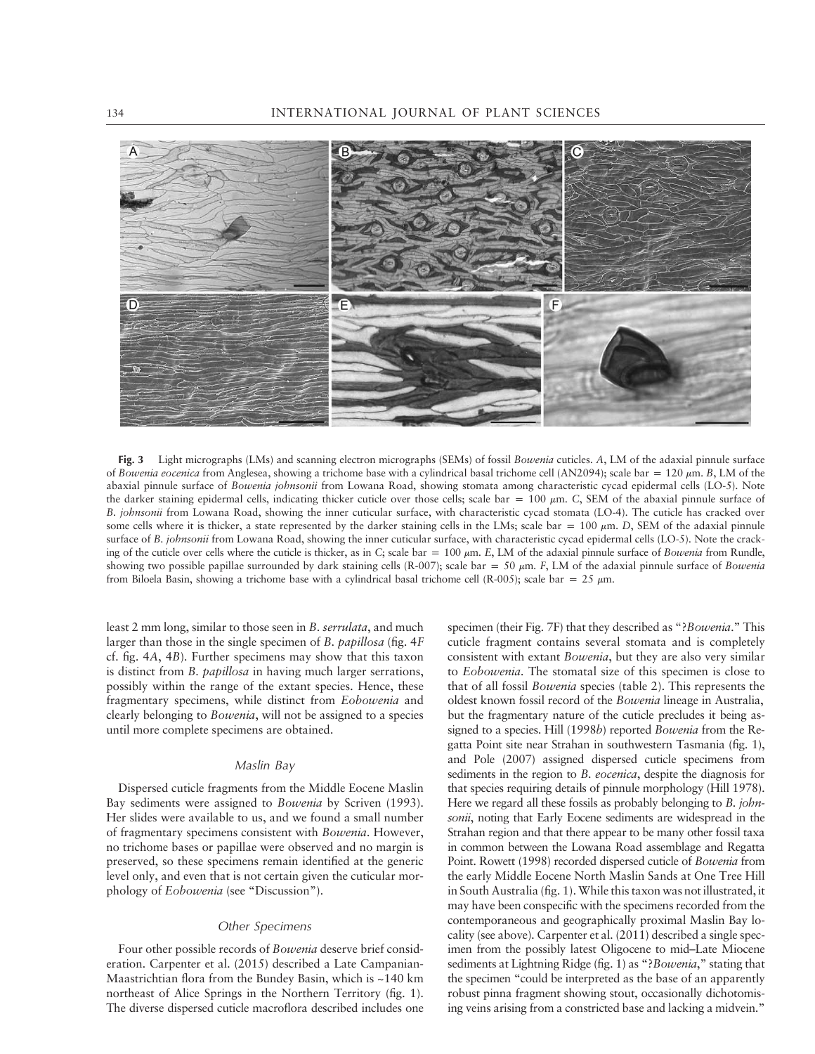**Fig. 3** Light micrographs (LMs) and scanning electron micrographs (SEMs) of fossil *Bowenia* cuticles. *A*, LM of the adaxial pinnule surface of *Bowenia eocenica* from Anglesea, showing a trichome base with a cylindrical basal trichome cell (AN2094); scale bar = 120 μm. *B*, LM of the abaxial pinnule surface of *Bowenia johnsonii* from Lowana Road, showing stomata among characteristic cycad epidermal cells (LO-5). Note the darker staining epidermal cells, indicating thicker cuticle over those cells; scale bar = 100 μm. *C*, SEM of the abaxial pinnule surface of *B. johnsonii* from Lowana Road, showing the inner cuticular surface, with characteristic cycad stomata (LO-4). The cuticle has cracked over some cells where it is thicker, a state represented by the darker staining cells in the LMs; scale bar = 100 μm. *D*, SEM of the adaxial pinnule surface of *B. johnsonii* from Lowana Road, showing the inner cuticular surface, with characteristic cycad epidermal cells (LO-5). Note the cracking of the cuticle over cells where the cuticle is thicker, as in C; scale bar = 100 μm. *E*, LM of the adaxial pinnule surface of *Bowenia* from Rundle, showing two possible papillae surrounded by dark staining cells (R-007); scale bar = 50 μm. *F*, LM of the adaxial pinnule surface of *Bowenia* from Biloela Basin, showing a trichome base with a cylindrical basal trichome cell (R-005); scale bar = 25 μm.

least 2 mm long, similar to those seen in *B. serrulata*, and much larger than those in the single specimen of *B. papillosa* (fig. 4*F* cf. fig. 4*A*, 4*B*). Further specimens may show that this taxon is distinct from *B. papillosa* in having much larger serrations, possibly within the range of the extant species. Hence, these fragmentary specimens, while distinct from *Eobowenia* and clearly belonging to *Bowenia*, will not be assigned to a species until more complete specimens are obtained.

### Maslin Bay

Dispersed cuticle fragments from the Middle Eocene Maslin Bay sediments were assigned to *Bowenia* by Scriven (1993). Her slides were available to us, and we found a small number of fragmentary specimens consistent with *Bowenia*. However, no trichome bases or papillae were observed and no margin is preserved, so these specimens remain identified at the generic level only, and even that is not certain given the cuticular morphology of *Eobowenia* (see "Discussion").

### Other Specimens

Four other possible records of *Bowenia* deserve brief consideration. Carpenter et al. (2015) described a Late Campanian-Maastrichtian flora from the Bundey Basin, which is ~140 km northeast of Alice Springs in the Northern Territory (fig. 1). The diverse dispersed cuticle macroflora described includes one specimen (their Fig. 7F) that they described as "?*Bowenia*." This cuticle fragment contains several stomata and is completely consistent with extant *Bowenia*, but they are also very similar to *Eobowenia*. The stomatal size of this specimen is close to that of all fossil *Bowenia* species (table 2). This represents the oldest known fossil record of the *Bowenia* lineage in Australia, but the fragmentary nature of the cuticle precludes it being assigned to a species. Hill (1998*b*) reported *Bowenia* from the Regatta Point site near Strahan in southwestern Tasmania (fig. 1), and Pole (2007) assigned dispersed cuticle specimens from sediments in the region to *B. eocenica*, despite the diagnosis for that species requiring details of pinnule morphology (Hill 1978). Here we regard all these fossils as probably belonging to *B. johnsonii*, noting that Early Eocene sediments are widespread in the Strahan region and that there appear to be many other fossil taxa in common between the Lowana Road assemblage and Regatta Point. Rowett (1998) recorded dispersed cuticle of *Bowenia* from the early Middle Eocene North Maslin Sands at One Tree Hill in South Australia (fig. 1). While this taxon was not illustrated, it may have been conspecific with the specimens recorded from the contemporaneous and geographically proximal Maslin Bay locality (see above). Carpenter et al. (2011) described a single specimen from the possibly latest Oligocene to mid–Late Miocene sediments at Lightning Ridge (fig. 1) as "?*Bowenia*," stating that the specimen "could be interpreted as the base of an apparently robust pinna fragment showing stout, occasionally dichotomising veins arising from a constricted base and lacking a midvein."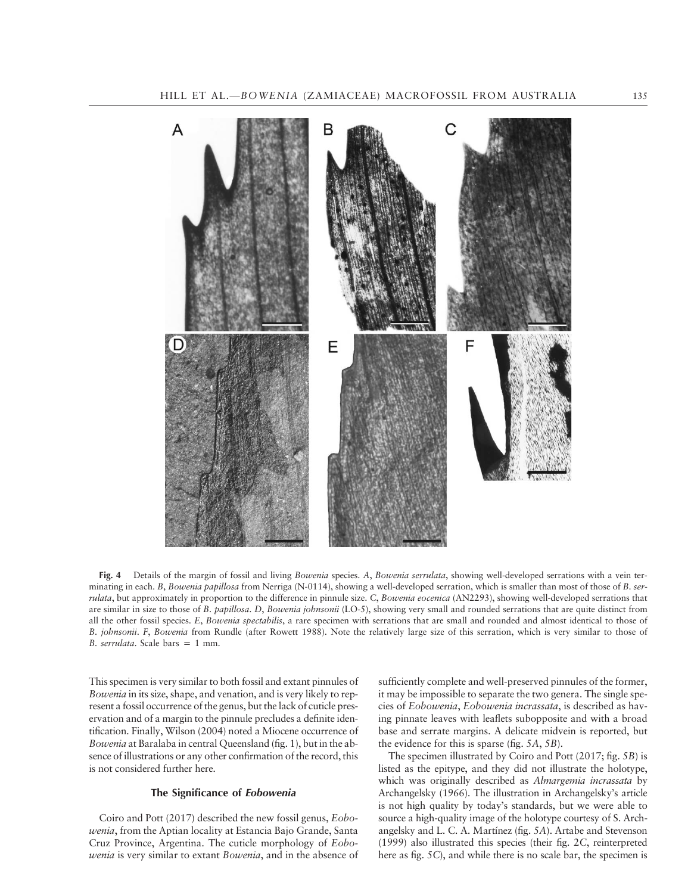**Fig. 4** Details of the margin of fossil and living *Bowenia* species. *A*, *Bowenia serrulata*, showing well-developed serrations with a vein terminating in each. *B*, *Bowenia papillosa* from Nerriga (N-0114), showing a well-developed serration, which is smaller than most of those of *B. serrulata*, but approximately in proportion to the difference in pinnule size. *C*, *Bowenia eocenica* (AN2293), showing well-developed serrations that are similar in size to those of *B. papillosa*. *D*, *Bowenia johnsonii* (LO-5), showing very small and rounded serrations that are quite distinct from all the other fossil species. *E*, *Bowenia spectabilis*, a rare specimen with serrations that are small and rounded and almost identical to those of *B. johnsonii*. *F*, *Bowenia* from Rundle (after Rowett 1988). Note the relatively large size of this serration, which is very similar to those of *B. serrulata*. Scale bars = 1 mm.

This specimen is very similar to both fossil and extant pinnules of *Bowenia* in its size, shape, and venation, and is very likely to represent a fossil occurrence of the genus, but the lack of cuticle preservation and of a margin to the pinnule precludes a definite identification. Finally, Wilson (2004) noted a Miocene occurrence of *Bowenia* at Baralaba in central Queensland (fig. 1), but in the absence of illustrations or any other confirmation of the record, this is not considered further here.

### The Significance of *Eobowenia*

Coiro and Pott (2017) described the new fossil genus, *Eobowenia*, from the Aptian locality at Estancia Bajo Grande, Santa Cruz Province, Argentina. The cuticle morphology of *Eobowenia* is very similar to extant *Bowenia*, and in the absence of sufficiently complete and well-preserved pinnules of the former, it may be impossible to separate the two genera. The single species of *Eobowenia*, *Eobowenia incrassata*, is described as having pinnate leaves with leaflets subopposite and with a broad base and serrate margins. A delicate midvein is reported, but the evidence for this is sparse (fig. 5*A*, 5*B*).

The specimen illustrated by Coiro and Pott (2017; fig. 5*B*) is listed as the epitype, and they did not illustrate the holotype, which was originally described as *Almargemia incrassata* by Archangelsky (1966). The illustration in Archangelsky's article is not high quality by today's standards, but we were able to source a high-quality image of the holotype courtesy of S. Archangelsky and L. C. A. Martínez (fig. 5*A*). Artabe and Stevenson (1999) also illustrated this species (their fig. 2*C*, reinterpreted here as fig. 5*C*), and while there is no scale bar, the specimen is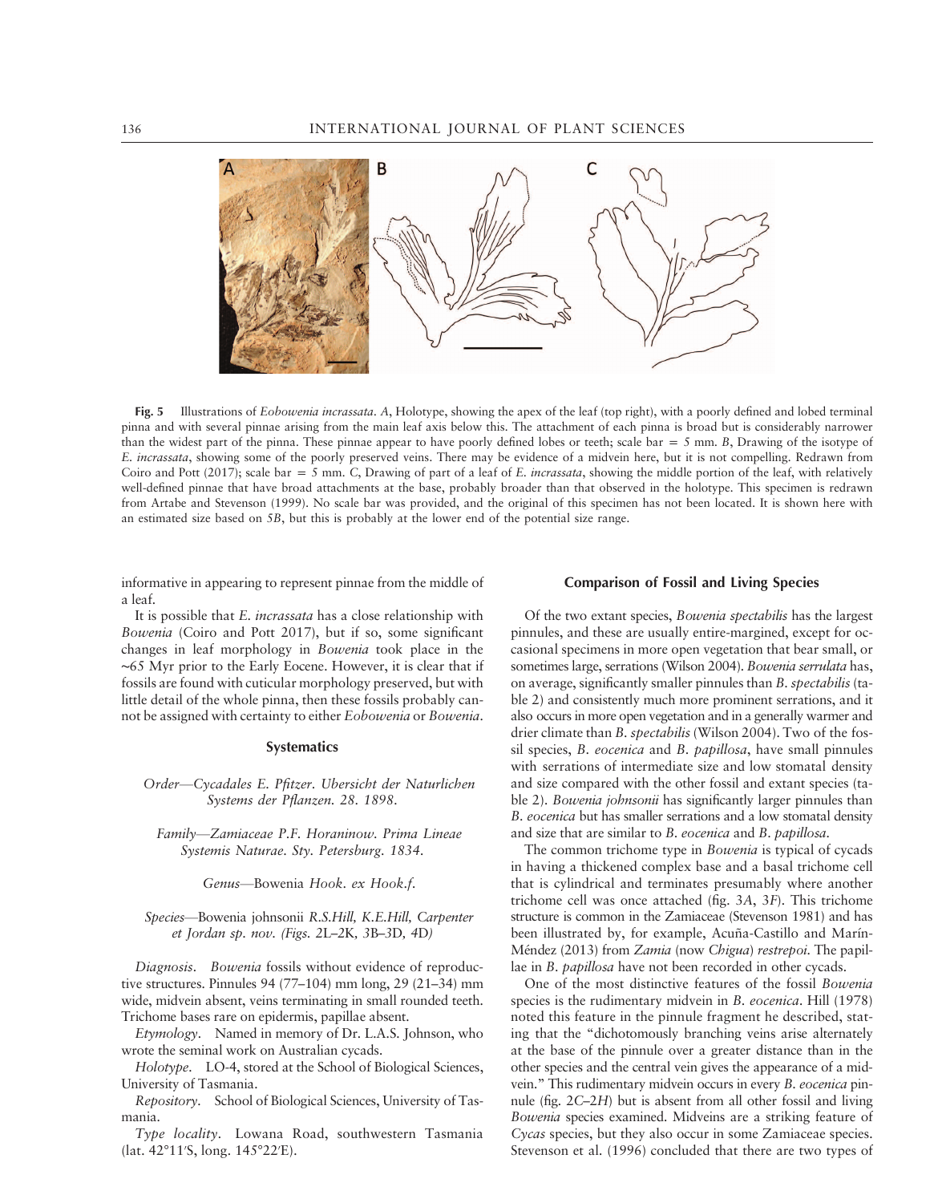Fig. 5 Illustrations of *Eobowenia incrassata*. *A*, Holotype, showing the apex of the leaf (top right), with a poorly defined and lobed terminal pinna and with several pinnae arising from the main leaf axis below this. The attachment of each pinna is broad but is considerably narrower than the widest part of the pinna. These pinnae appear to have poorly defined lobes or teeth; scale bar = 5 mm. *B*, Drawing of the isotype of *E. incrassata*, showing some of the poorly preserved veins. There may be evidence of a midvein here, but it is not compelling. Redrawn from Coiro and Pott (2017); scale bar = 5 mm. *C*, Drawing of part of a leaf of *E. incrassata*, showing the middle portion of the leaf, with relatively well-defined pinnae that have broad attachments at the base, probably broader than that observed in the holotype. This specimen is redrawn from Artabe and Stevenson (1999). No scale bar was provided, and the original of this specimen has not been located. It is shown here with an estimated size based on *5B*, but this is probably at the lower end of the potential size range.

informative in appearing to represent pinnae from the middle of a leaf.

It is possible that *E. incrassata* has a close relationship with *Bowenia* (Coiro and Pott 2017), but if so, some significant changes in leaf morphology in *Bowenia* took place in the ~65 Myr prior to the Early Eocene. However, it is clear that if fossils are found with cuticular morphology preserved, but with little detail of the whole pinna, then these fossils probably cannot be assigned with certainty to either *Eobowenia* or *Bowenia*.

## Systematics

*Order*—*Cycadales E. Pfitzer. Ubersicht der Naturlichen Systems der Pflanzen. 28. 1898.*

*Family*—*Zamiaceae P.F. Horaninow. Prima Lineae Systemis Naturae. Sty. Petersburg. 1834.*

*Genus*—Bowenia *Hook. ex Hook.f.*

*Species*—Bowenia johnsonii *R.S.Hill, K.E.Hill, Carpenter et Jordan sp. nov. (Figs.* 2L–2K, 3B–3D, 4D*)*

*Diagnosis*. *Bowenia* fossils without evidence of reproductive structures. Pinnules 94 (77–104) mm long, 29 (21–34) mm wide, midvein absent, veins terminating in small rounded teeth. Trichome bases rare on epidermis, papillae absent.

*Etymology*. Named in memory of Dr. L.A.S. Johnson, who wrote the seminal work on Australian cycads.

*Holotype*. LO-4, stored at the School of Biological Sciences, University of Tasmania.

*Repository*. School of Biological Sciences, University of Tasmania.

*Type locality*. Lowana Road, southwestern Tasmania (lat. 42°11′S, long. 145°22′E).

## Comparison of Fossil and Living Species

Of the two extant species, *Bowenia spectabilis* has the largest pinnules, and these are usually entire-margined, except for occasional specimens in more open vegetation that bear small, or sometimes large, serrations (Wilson 2004). *Bowenia serrulata* has, on average, significantly smaller pinnules than *B. spectabilis* (table 2) and consistently much more prominent serrations, and it also occurs in more open vegetation and in a generally warmer and drier climate than *B. spectabilis* (Wilson 2004). Two of the fossil species, *B. eocenica* and *B. papillosa*, have small pinnules with serrations of intermediate size and low stomatal density and size compared with the other fossil and extant species (table 2). *Bowenia johnsonii* has significantly larger pinnules than *B. eocenica* but has smaller serrations and a low stomatal density and size that are similar to *B. eocenica* and *B. papillosa*.

The common trichome type in *Bowenia* is typical of cycads in having a thickened complex base and a basal trichome cell that is cylindrical and terminates presumably where another trichome cell was once attached (fig. 3*A*, 3*F*). This trichome structure is common in the Zamiaceae (Stevenson 1981) and has been illustrated by, for example, Acuña-Castillo and Marín-Méndez (2013) from *Zamia* (now *Chigua*) *restrepoi*. The papillae in *B. papillosa* have not been recorded in other cycads.

One of the most distinctive features of the fossil *Bowenia* species is the rudimentary midvein in *B. eocenica*. Hill (1978) noted this feature in the pinnule fragment he described, stating that the "dichotomously branching veins arise alternately at the base of the pinnule over a greater distance than in the other species and the central vein gives the appearance of a midvein." This rudimentary midvein occurs in every *B. eocenica* pinnule (fig. 2*C*–2*H*) but is absent from all other fossil and living *Bowenia* species examined. Midveins are a striking feature of *Cycas* species, but they also occur in some Zamiaceae species. Stevenson et al. (1996) concluded that there are two types of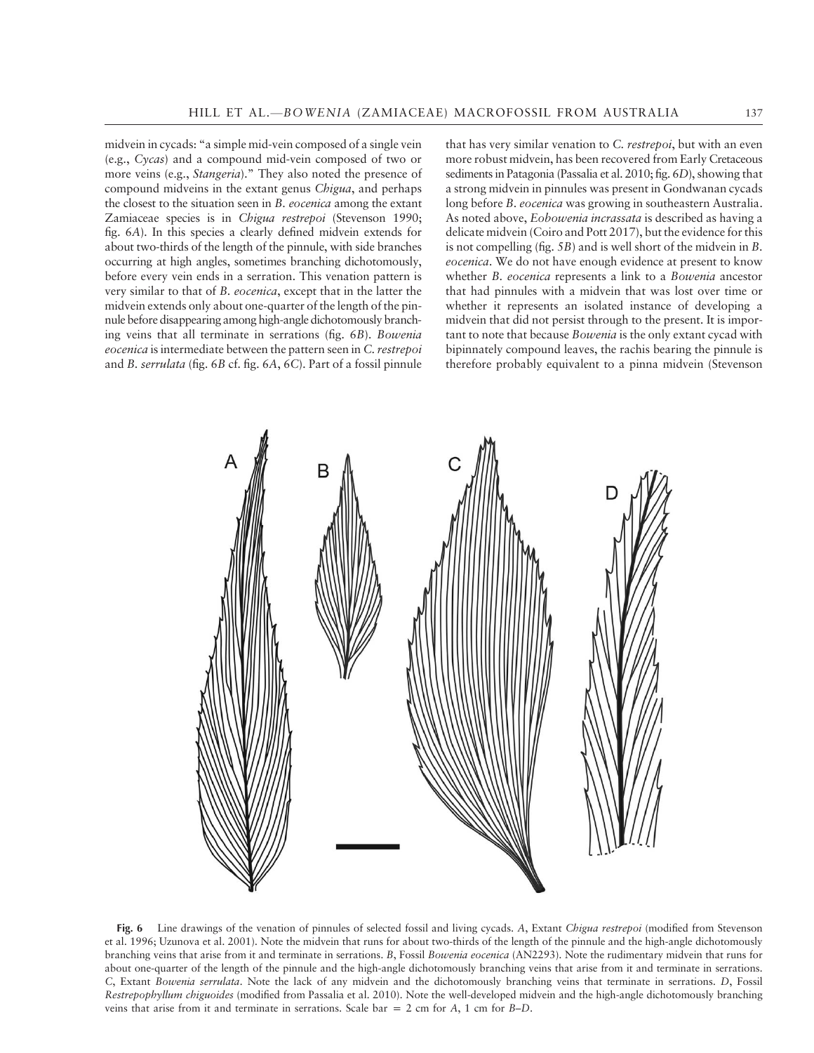midvein in cycads: "a simple mid-vein composed of a single vein (e.g., *Cycas*) and a compound mid-vein composed of two or more veins (e.g., *Stangeria*)." They also noted the presence of compound midveins in the extant genus *Chigua*, and perhaps the closest to the situation seen in *B. eocenica* among the extant Zamiaceae species is in *Chigua restrepoi* (Stevenson 1990; fig. 6*A*). In this species a clearly defined midvein extends for about two-thirds of the length of the pinnule, with side branches occurring at high angles, sometimes branching dichotomously, before every vein ends in a serration. This venation pattern is very similar to that of *B. eocenica*, except that in the latter the midvein extends only about one-quarter of the length of the pinnule before disappearing among high-angle dichotomously branching veins that all terminate in serrations (fig. 6*B*). *Bowenia eocenica* is intermediate between the pattern seen in *C. restrepoi* and *B. serrulata* (fig. 6*B* cf. fig. 6*A*, 6*C*). Part of a fossil pinnule that has very similar venation to *C. restrepoi*, but with an even more robust midvein, has been recovered from Early Cretaceous sediments in Patagonia (Passalia et al. 2010; fig. 6*D*), showing that a strong midvein in pinnules was present in Gondwanan cycads long before *B. eocenica* was growing in southeastern Australia. As noted above, *Eobowenia incrassata* is described as having a delicate midvein (Coiro and Pott 2017), but the evidence for this is not compelling (fig. 5*B*) and is well short of the midvein in *B. eocenica*. We do not have enough evidence at present to know whether *B. eocenica* represents a link to a *Bowenia* ancestor that had pinnules with a midvein that was lost over time or whether it represents an isolated instance of developing a midvein that did not persist through to the present. It is important to note that because *Bowenia* is the only extant cycad with bipinnately compound leaves, the rachis bearing the pinnule is therefore probably equivalent to a pinna midvein (Stevenson

**Fig. 6** Line drawings of the venation of pinnules of selected fossil and living cycads. *A*, Extant *Chigua restrepoi* (modified from Stevenson et al. 1996; Uzunova et al. 2001). Note the midvein that runs for about two-thirds of the length of the pinnule and the high-angle dichotomously branching veins that arise from it and terminate in serrations. *B*, Fossil *Bowenia eocenica* (AN2293). Note the rudimentary midvein that runs for about one-quarter of the length of the pinnule and the high-angle dichotomously branching veins that arise from it and terminate in serrations. *C*, Extant *Bowenia serrulata*. Note the lack of any midvein and the dichotomously branching veins that terminate in serrations. *D*, Fossil *Restrepophyllum chiguoides* (modified from Passalia et al. 2010). Note the well-developed midvein and the high-angle dichotomously branching veins that arise from it and terminate in serrations. Scale bar = 2 cm for *A*, 1 cm for *B*–*D*.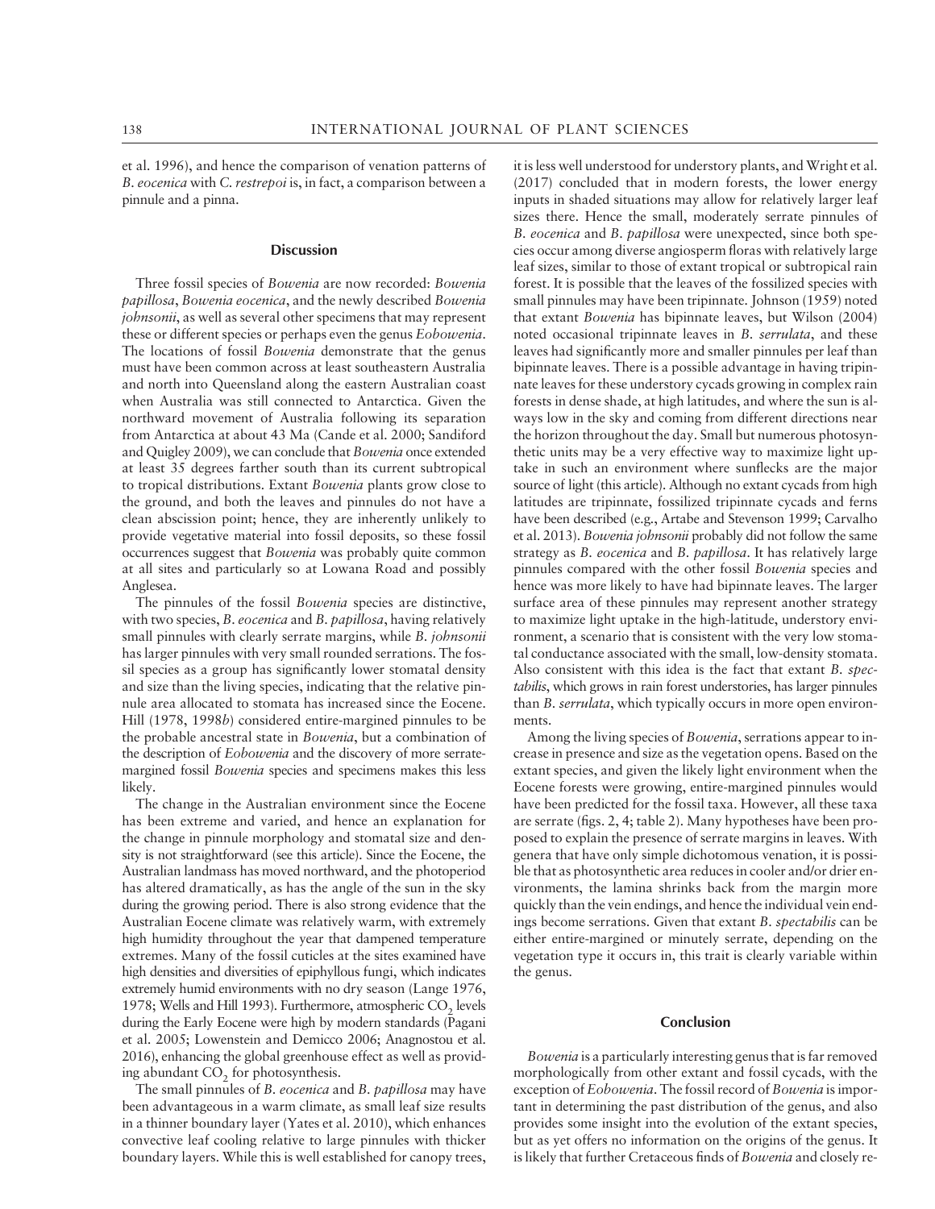et al. 1996), and hence the comparison of venation patterns of *B. eocenica* with *C. restrepoi* is, in fact, a comparison between a pinnule and a pinna.

## Discussion

Three fossil species of *Bowenia* are now recorded: *Bowenia papillosa*, *Bowenia eocenica*, and the newly described *Bowenia johnsonii*, as well as several other specimens that may represent these or different species or perhaps even the genus *Eobowenia*. The locations of fossil *Bowenia* demonstrate that the genus must have been common across at least southeastern Australia and north into Queensland along the eastern Australian coast when Australia was still connected to Antarctica. Given the northward movement of Australia following its separation from Antarctica at about 43 Ma (Cande et al. 2000; Sandiford and Quigley 2009), we can conclude that *Bowenia* once extended at least 35 degrees farther south than its current subtropical to tropical distributions. Extant *Bowenia* plants grow close to the ground, and both the leaves and pinnules do not have a clean abscission point; hence, they are inherently unlikely to provide vegetative material into fossil deposits, so these fossil occurrences suggest that *Bowenia* was probably quite common at all sites and particularly so at Lowana Road and possibly Anglesea.

The pinnules of the fossil *Bowenia* species are distinctive, with two species, *B. eocenica* and *B. papillosa*, having relatively small pinnules with clearly serrate margins, while *B. johnsonii* has larger pinnules with very small rounded serrations. The fossil species as a group has significantly lower stomatal density and size than the living species, indicating that the relative pinnule area allocated to stomata has increased since the Eocene. Hill (1978, 1998*b*) considered entire-margined pinnules to be the probable ancestral state in *Bowenia*, but a combination of the description of *Eobowenia* and the discovery of more serrate-margined fossil *Bowenia* species and specimens makes this less likely.

The change in the Australian environment since the Eocene has been extreme and varied, and hence an explanation for the change in pinnule morphology and stomatal size and density is not straightforward (see this article). Since the Eocene, the Australian landmass has moved northward, and the photoperiod has altered dramatically, as has the angle of the sun in the sky during the growing period. There is also strong evidence that the Australian Eocene climate was relatively warm, with extremely high humidity throughout the year that dampened temperature extremes. Many of the fossil cuticles at the sites examined have high densities and diversities of epiphyllous fungi, which indicates extremely humid environments with no dry season (Lange 1976, 1978; Wells and Hill 1993). Furthermore, atmospheric $CO_2$ levels during the Early Eocene were high by modern standards (Pagani et al. 2005; Lowenstein and Demicco 2006; Anagnostou et al. 2016), enhancing the global greenhouse effect as well as providing abundant $CO_2$ for photosynthesis.

The small pinnules of *B. eocenica* and *B. papillosa* may have been advantageous in a warm climate, as small leaf size results in a thinner boundary layer (Yates et al. 2010), which enhances convective leaf cooling relative to large pinnules with thicker boundary layers. While this is well established for canopy trees, it is less well understood for understory plants, and Wright et al. (2017) concluded that in modern forests, the lower energy inputs in shaded situations may allow for relatively larger leaf sizes there. Hence the small, moderately serrate pinnules of *B. eocenica* and *B. papillosa* were unexpected, since both species occur among diverse angiosperm floras with relatively large leaf sizes, similar to those of extant tropical or subtropical rain forest. It is possible that the leaves of the fossilized species with small pinnules may have been tripinnate. Johnson (1959) noted that extant *Bowenia* has bipinnate leaves, but Wilson (2004) noted occasional tripinnate leaves in *B. serrulata*, and these leaves had significantly more and smaller pinnules per leaf than bipinnate leaves. There is a possible advantage in having tripinnate leaves for these understory cycads growing in complex rain forests in dense shade, at high latitudes, and where the sun is always low in the sky and coming from different directions near the horizon throughout the day. Small but numerous photosynthetic units may be a very effective way to maximize light uptake in such an environment where sunflecks are the major source of light (this article). Although no extant cycads from high latitudes are tripinnate, fossilized tripinnate cycads and ferns have been described (e.g., Artabe and Stevenson 1999; Carvalho et al. 2013). *Bowenia johnsonii* probably did not follow the same strategy as *B. eocenica* and *B. papillosa*. It has relatively large pinnules compared with the other fossil *Bowenia* species and hence was more likely to have had bipinnate leaves. The larger surface area of these pinnules may represent another strategy to maximize light uptake in the high-latitude, understory environment, a scenario that is consistent with the very low stomatal conductance associated with the small, low-density stomata. Also consistent with this idea is the fact that extant *B. spectabilis*, which grows in rain forest understories, has larger pinnules than *B. serrulata*, which typically occurs in more open environments.

Among the living species of *Bowenia*, serrations appear to increase in presence and size as the vegetation opens. Based on the extant species, and given the likely light environment when the Eocene forests were growing, entire-margined pinnules would have been predicted for the fossil taxa. However, all these taxa are serrate (figs. 2, 4; table 2). Many hypotheses have been proposed to explain the presence of serrate margins in leaves. With genera that have only simple dichotomous venation, it is possible that as photosynthetic area reduces in cooler and/or drier environments, the lamina shrinks back from the margin more quickly than the vein endings, and hence the individual vein endings become serrations. Given that extant *B. spectabilis* can be either entire-margined or minutely serrate, depending on the vegetation type it occurs in, this trait is clearly variable within the genus.

## Conclusion

*Bowenia* is a particularly interesting genus that is far removed morphologically from other extant and fossil cycads, with the exception of *Eobowenia*. The fossil record of *Bowenia* is important in determining the past distribution of the genus, and also provides some insight into the evolution of the extant species, but as yet offers no information on the origins of the genus. It is likely that further Cretaceous finds of *Bowenia* and closely re-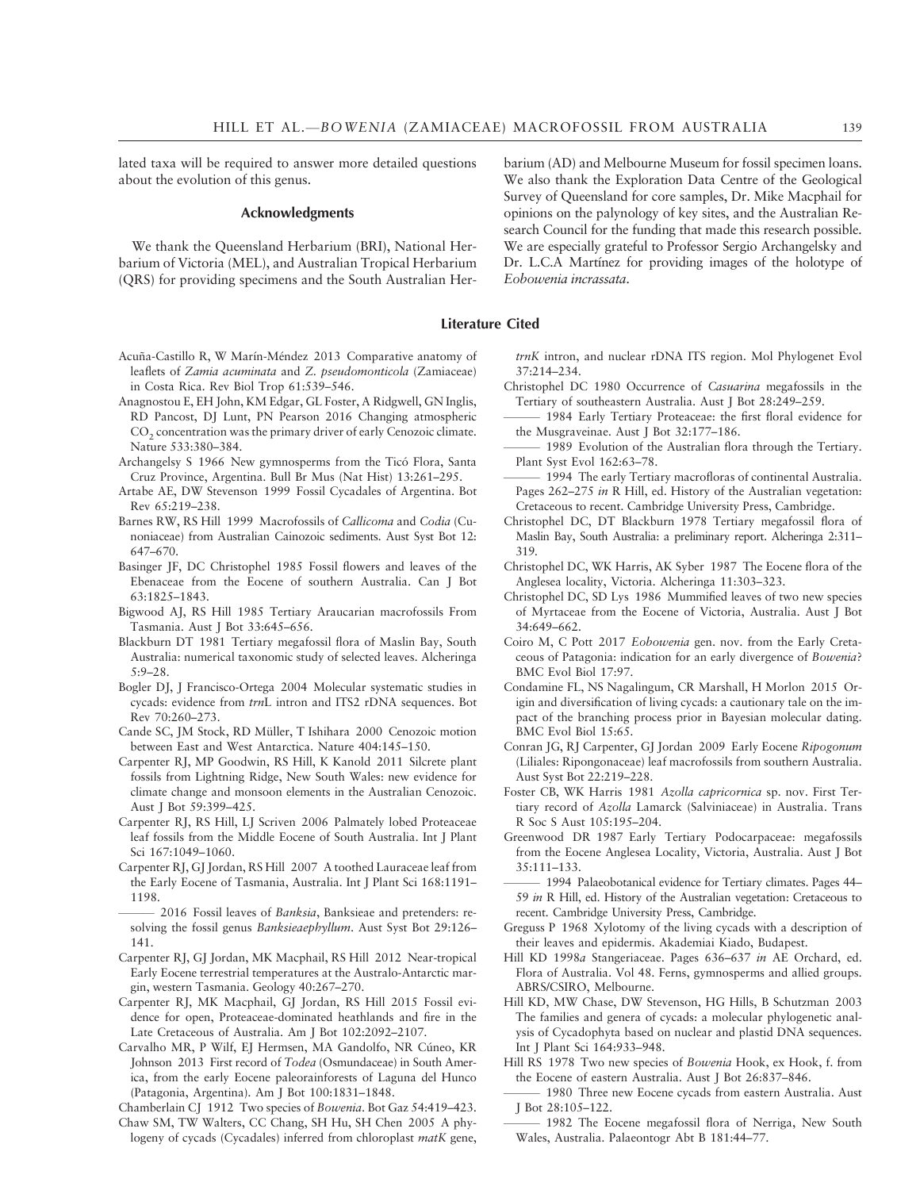lated taxa will be required to answer more detailed questions about the evolution of this genus.

## Acknowledgments

We thank the Queensland Herbarium (BRI), National Herbarium of Victoria (MEL), and Australian Tropical Herbarium (QRS) for providing specimens and the South Australian Herbarium (AD) and Melbourne Museum for fossil specimen loans. We also thank the Exploration Data Centre of the Geological Survey of Queensland for core samples, Dr. Mike Macphail for opinions on the palynology of key sites, and the Australian Research Council for the funding that made this research possible. We are especially grateful to Professor Sergio Archangelsky and Dr. L.C.A Martínez for providing images of the holotype of *Eobowenia incrassata*.

## Literature Cited

Acuña-Castillo R, W Marín-Méndez 2013 Comparative anatomy of leaflets of *Zamia acuminata* and *Z. pseudomonticola* (Zamiaceae) in Costa Rica. Rev Biol Trop 61:539–546.

Anagnostou E, EH John, KM Edgar, GL Foster, A Ridgwell, GN Inglis, RD Pancost, DJ Lunt, PN Pearson 2016 Changing atmospheric $CO_2$ concentration was the primary driver of early Cenozoic climate. Nature 533:380–384.

Archangelsy S 1966 New gymnosperms from the Ticó Flora, Santa Cruz Province, Argentina. Bull Br Mus (Nat Hist) 13:261–295.

Artabe AE, DW Stevenson 1999 Fossil Cycadales of Argentina. Bot Rev 65:219–238.

Barnes RW, RS Hill 1999 Macrofossils of *Callicoma* and *Codia* (Cunoniaceae) from Australian Cainozoic sediments. Aust Syst Bot 12: 647–670.

Basinger JF, DC Christophel 1985 Fossil flowers and leaves of the Ebenaceae from the Eocene of southern Australia. Can J Bot 63:1825–1843.

Bigwood AJ, RS Hill 1985 Tertiary Araucarian macrofossils From Tasmania. Aust J Bot 33:645–656.

Blackburn DT 1981 Tertiary megafossil flora of Maslin Bay, South Australia: numerical taxonomic study of selected leaves. Alcheringa 5:9–28.

Bogler DJ, J Francisco-Ortega 2004 Molecular systematic studies in cycads: evidence from *trn*L intron and ITS2 rDNA sequences. Bot Rev 70:260–273.

Cande SC, JM Stock, RD Müller, T Ishihara 2000 Cenozoic motion between East and West Antarctica. Nature 404:145–150.

Carpenter RJ, MP Goodwin, RS Hill, K Kanold 2011 Silcrete plant fossils from Lightning Ridge, New South Wales: new evidence for climate change and monsoon elements in the Australian Cenozoic. Aust J Bot 59:399–425.

Carpenter RJ, RS Hill, LJ Scriven 2006 Palmately lobed Proteaceae leaf fossils from the Middle Eocene of South Australia. Int J Plant Sci 167:1049–1060.

Carpenter RJ, GJ Jordan, RS Hill 2007 A toothed Lauraceae leaf from the Early Eocene of Tasmania, Australia. Int J Plant Sci 168:1191–1198.

——— 2016 Fossil leaves of *Banksia*, Banksieae and pretenders: resolving the fossil genus *Banksieaephyllum*. Aust Syst Bot 29:126–141.

Carpenter RJ, GJ Jordan, MK Macphail, RS Hill 2012 Near-tropical Early Eocene terrestrial temperatures at the Australo-Antarctic margin, western Tasmania. Geology 40:267–270.

Carpenter RJ, MK Macphail, GJ Jordan, RS Hill 2015 Fossil evidence for open, Proteaceae-dominated heathlands and fire in the Late Cretaceous of Australia. Am J Bot 102:2092–2107.

Carvalho MR, P Wilf, EJ Hermsen, MA Gandolfo, NR Cúneo, KR Johnson 2013 First record of *Todea* (Osmundaceae) in South America, from the early Eocene paleorainforests of Laguna del Hunco (Patagonia, Argentina). Am J Bot 100:1831–1848.

Chamberlain CJ 1912 Two species of *Bowenia*. Bot Gaz 54:419–423.

Chaw SM, TW Walters, CC Chang, SH Hu, SH Chen 2005 A phylogeny of cycads (Cycadales) inferred from chloroplast *matK* gene, *trnK* intron, and nuclear rDNA ITS region. Mol Phylogenet Evol 37:214–234.

Christophel DC 1980 Occurrence of *Casuarina* megafossils in the Tertiary of southeastern Australia. Aust J Bot 28:249–259.

——— 1984 Early Tertiary Proteaceae: the first floral evidence for the Musgraveinae. Aust J Bot 32:177–186.

——— 1989 Evolution of the Australian flora through the Tertiary. Plant Syst Evol 162:63–78.

——— 1994 The early Tertiary macrofloras of continental Australia. Pages 262–275 *in* R Hill, ed. History of the Australian vegetation: Cretaceous to recent. Cambridge University Press, Cambridge.

Christophel DC, DT Blackburn 1978 Tertiary megafossil flora of Maslin Bay, South Australia: a preliminary report. Alcheringa 2:311–319.

Christophel DC, WK Harris, AK Syber 1987 The Eocene flora of the Anglesea locality, Victoria. Alcheringa 11:303–323.

Christophel DC, SD Lys 1986 Mummified leaves of two new species of Myrtaceae from the Eocene of Victoria, Australia. Aust J Bot 34:649–662.

Coiro M, C Pott 2017 *Eobowenia* gen. nov. from the Early Cretaceous of Patagonia: indication for an early divergence of *Bowenia*? BMC Evol Biol 17:97.

Condamine FL, NS Nagalingum, CR Marshall, H Morlon 2015 Origin and diversification of living cycads: a cautionary tale on the impact of the branching process prior in Bayesian molecular dating. BMC Evol Biol 15:65.

Conran JG, RJ Carpenter, GJ Jordan 2009 Early Eocene *Ripogonum* (Liliales: Ripogonaceae) leaf macrofossils from southern Australia. Aust Syst Bot 22:219–228.

Foster CB, WK Harris 1981 *Azolla capricornica* sp. nov. First Tertiary record of *Azolla* Lamarck (Salviniaceae) in Australia. Trans R Soc S Aust 105:195–204.

Greenwood DR 1987 Early Tertiary Podocarpaceae: megafossils from the Eocene Anglesea Locality, Victoria, Australia. Aust J Bot 35:111–133.

——— 1994 Palaeobotanical evidence for Tertiary climates. Pages 44–59 *in* R Hill, ed. History of the Australian vegetation: Cretaceous to recent. Cambridge University Press, Cambridge.

Greguss P 1968 Xylotomy of the living cycads with a description of their leaves and epidermis. Akademiai Kiado, Budapest.

Hill KD 1998*a* Stangeriaceae. Pages 636–637 *in* AE Orchard, ed. Flora of Australia. Vol 48. Ferns, gymnosperms and allied groups. ABRS/CSIRO, Melbourne.

Hill KD, MW Chase, DW Stevenson, HG Hills, B Schutzman 2003 The families and genera of cycads: a molecular phylogenetic analysis of Cycadophyta based on nuclear and plastid DNA sequences. Int J Plant Sci 164:933–948.

Hill RS 1978 Two new species of *Bowenia* Hook, ex Hook, f. from the Eocene of eastern Australia. Aust J Bot 26:837–846.

——— 1980 Three new Eocene cycads from eastern Australia. Aust J Bot 28:105–122.

——— 1982 The Eocene megafossil flora of Nerriga, New South Wales, Australia. Palaeontogr Abt B 181:44–77.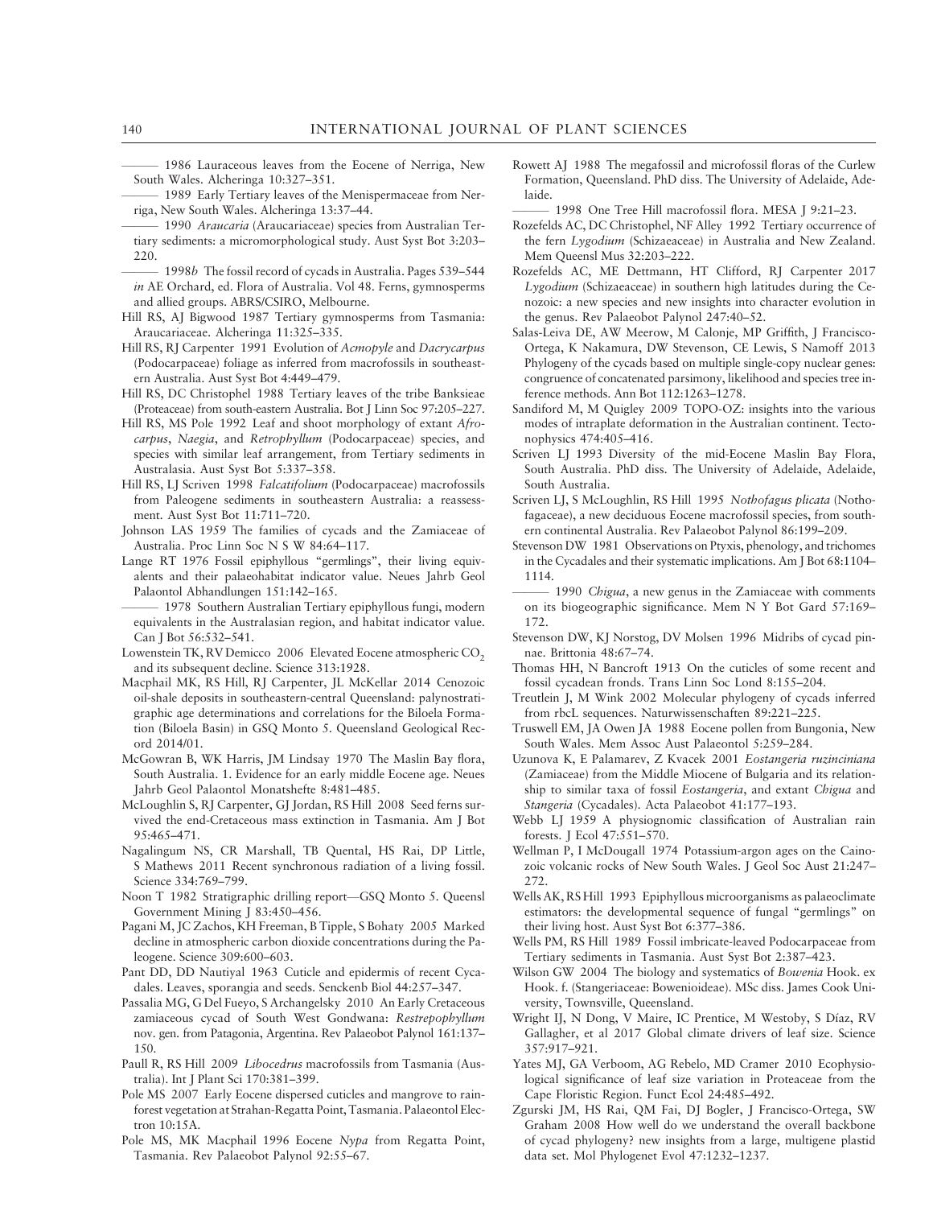——— 1986 Lauraceous leaves from the Eocene of Nerriga, New South Wales. Alcheringa 10:327–351.

——— 1989 Early Tertiary leaves of the Menispermaceae from Nerriga, New South Wales. Alcheringa 13:37–44.

——— 1990 *Araucaria* (Araucariaceae) species from Australian Tertiary sediments: a micromorphological study. Aust Syst Bot 3:203–220.

——— 1998*b* The fossil record of cycads in Australia. Pages 539–544 *in* AE Orchard, ed. Flora of Australia. Vol 48. Ferns, gymnosperms and allied groups. ABRS/CSIRO, Melbourne.

Hill RS, AJ Bigwood 1987 Tertiary gymnosperms from Tasmania: Araucariaceae. Alcheringa 11:325–335.

Hill RS, RJ Carpenter 1991 Evolution of *Acmopyle* and *Dacrycarpus* (Podocarpaceae) foliage as inferred from macrofossils in southeastern Australia. Aust Syst Bot 4:449–479.

Hill RS, DC Christophel 1988 Tertiary leaves of the tribe Banksieae (Proteaceae) from south-eastern Australia. Bot J Linn Soc 97:205–227.

Hill RS, MS Pole 1992 Leaf and shoot morphology of extant *Afrocarpus*, *Naegia*, and *Retrophyllum* (Podocarpaceae) species, and species with similar leaf arrangement, from Tertiary sediments in Australasia. Aust Syst Bot 5:337–358.

Hill RS, LJ Scriven 1998 *Falcatifolium* (Podocarpaceae) macrofossils from Paleogene sediments in southeastern Australia: a reassessment. Aust Syst Bot 11:711–720.

Johnson LAS 1959 The families of cycads and the Zamiaceae of Australia. Proc Linn Soc N S W 84:64–117.

Lange RT 1976 Fossil epiphyllous "germlings", their living equivalents and their palaeohabitat indicator value. Neues Jahrb Geol Palaontol Abhandlungen 151:142–165.

——— 1978 Southern Australian Tertiary epiphyllous fungi, modern equivalents in the Australasian region, and habitat indicator value. Can J Bot 56:532–541.

Lowenstein TK, RV Demicco 2006 Elevated Eocene atmospheric $CO_2$ and its subsequent decline. Science 313:1928.

Macphail MK, RS Hill, RJ Carpenter, JL McKellar 2014 Cenozoic oil-shale deposits in southeastern-central Queensland: palynostratigraphic age determinations and correlations for the Biloela Formation (Biloela Basin) in GSQ Monto 5. Queensland Geological Record 2014/01.

McGowran B, WK Harris, JM Lindsay 1970 The Maslin Bay flora, South Australia. 1. Evidence for an early middle Eocene age. Neues Jahrb Geol Palaontol Monatshefte 8:481–485.

McLoughlin S, RJ Carpenter, GJ Jordan, RS Hill 2008 Seed ferns survived the end-Cretaceous mass extinction in Tasmania. Am J Bot 95:465–471.

Nagalingum NS, CR Marshall, TB Quental, HS Rai, DP Little, S Mathews 2011 Recent synchronous radiation of a living fossil. Science 334:769–799.

Noon T 1982 Stratigraphic drilling report—GSQ Monto 5. Queensl Government Mining J 83:450–456.

Pagani M, JC Zachos, KH Freeman, B Tipple, S Bohaty 2005 Marked decline in atmospheric carbon dioxide concentrations during the Paleogene. Science 309:600–603.

Pant DD, DD Nautiyal 1963 Cuticle and epidermis of recent Cycadales. Leaves, sporangia and seeds. Senckenb Biol 44:257–347.

Passalia MG, G Del Fueyo, S Archangelsky 2010 An Early Cretaceous zamiaceous cycad of South West Gondwana: *Restrepophyllum* nov. gen. from Patagonia, Argentina. Rev Palaeobot Palynol 161:137–150.

Paull R, RS Hill 2009 *Libocedrus* macrofossils from Tasmania (Australia). Int J Plant Sci 170:381–399.

Pole MS 2007 Early Eocene dispersed cuticles and mangrove to rainforest vegetation at Strahan-Regatta Point, Tasmania. Palaeontol Electron 10:15A.

Pole MS, MK Macphail 1996 Eocene *Nypa* from Regatta Point, Tasmania. Rev Palaeobot Palynol 92:55–67.

Rowett AJ 1988 The megafossil and microfossil floras of the Curlew Formation, Queensland. PhD diss. The University of Adelaide, Adelaide.

——— 1998 One Tree Hill macrofossil flora. MESA J 9:21–23.

Rozefelds AC, DC Christophel, NF Alley 1992 Tertiary occurrence of the fern *Lygodium* (Schizaeaceae) in Australia and New Zealand. Mem Queensl Mus 32:203–222.

Rozefelds AC, ME Dettmann, HT Clifford, RJ Carpenter 2017 *Lygodium* (Schizaeaceae) in southern high latitudes during the Cenozoic: a new species and new insights into character evolution in the genus. Rev Palaeobot Palynol 247:40–52.

Salas-Leiva DE, AW Meerow, M Calonje, MP Griffith, J Francisco-Ortega, K Nakamura, DW Stevenson, CE Lewis, S Namoff 2013 Phylogeny of the cycads based on multiple single-copy nuclear genes: congruence of concatenated parsimony, likelihood and species tree inference methods. Ann Bot 112:1263–1278.

Sandiford M, M Quigley 2009 TOPO-OZ: insights into the various modes of intraplate deformation in the Australian continent. Tectonophysics 474:405–416.

Scriven LJ 1993 Diversity of the mid-Eocene Maslin Bay Flora, South Australia. PhD diss. The University of Adelaide, Adelaide, South Australia.

Scriven LJ, S McLoughlin, RS Hill 1995 *Nothofagus plicata* (Nothofagaceae), a new deciduous Eocene macrofossil species, from southern continental Australia. Rev Palaeobot Palynol 86:199–209.

Stevenson DW 1981 Observations on Ptyxis, phenology, and trichomes in the Cycadales and their systematic implications. Am J Bot 68:1104–1114.

——— 1990 *Chigua*, a new genus in the Zamiaceae with comments on its biogeographic significance. Mem N Y Bot Gard 57:169–172.

Stevenson DW, KJ Norstog, DV Molsen 1996 Midribs of cycad pinnae. Brittonia 48:67–74.

Thomas HH, N Bancroft 1913 On the cuticles of some recent and fossil cycadean fronds. Trans Linn Soc Lond 8:155–204.

Treutlein J, M Wink 2002 Molecular phylogeny of cycads inferred from rbcL sequences. Naturwissenschaften 89:221–225.

Truswell EM, JA Owen JA 1988 Eocene pollen from Bungonia, New South Wales. Mem Assoc Aust Palaeontol 5:259–284.

Uzunova K, E Palamarev, Z Kvacek 2001 *Eostangeria ruzinciniana* (Zamiaceae) from the Middle Miocene of Bulgaria and its relationship to similar taxa of fossil *Eostangeria*, and extant *Chigua* and *Stangeria* (Cycadales). Acta Palaeobot 41:177–193.

Webb LJ 1959 A physiognomic classification of Australian rain forests. J Ecol 47:551–570.

Wellman P, I McDougall 1974 Potassium-argon ages on the Cainozoic volcanic rocks of New South Wales. J Geol Soc Aust 21:247–272.

Wells AK, RS Hill 1993 Epiphyllous microorganisms as palaeoclimate estimators: the developmental sequence of fungal "germlings" on their living host. Aust Syst Bot 6:377–386.

Wells PM, RS Hill 1989 Fossil imbricate-leaved Podocarpaceae from Tertiary sediments in Tasmania. Aust Syst Bot 2:387–423.

Wilson GW 2004 The biology and systematics of *Bowenia* Hook. ex Hook. f. (Stangeriaceae: Bowenioideae). MSc diss. James Cook University, Townsville, Queensland.

Wright IJ, N Dong, V Maire, IC Prentice, M Westoby, S Díaz, RV Gallagher, et al 2017 Global climate drivers of leaf size. Science 357:917–921.

Yates MJ, GA Verboom, AG Rebelo, MD Cramer 2010 Ecophysiological significance of leaf size variation in Proteaceae from the Cape Floristic Region. Funct Ecol 24:485–492.

Zgurski JM, HS Rai, QM Fai, DJ Bogler, J Francisco-Ortega, SW Graham 2008 How well do we understand the overall backbone of cycad phylogeny? new insights from a large, multigene plastid data set. Mol Phylogenet Evol 47:1232–1237.